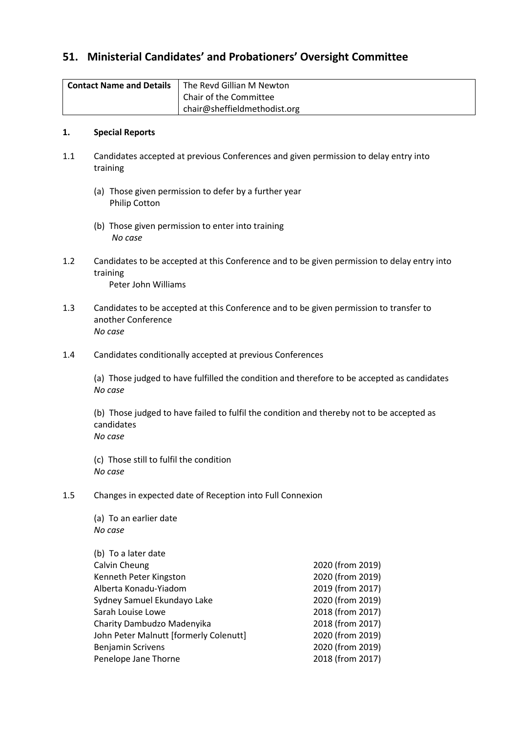## 51. Ministerial Candidates' and Probationers' Oversight Committee

| **Contact Name and Details** | The Revd Gillian M Newton<br>Chair of the Committee<br>chair@sheffieldmethodist.org |
|---|---|

### 1. Special Reports

1.1 Candidates accepted at previous Conferences and given permission to delay entry into training

(a) Those given permission to defer by a further year
Philip Cotton

(b) Those given permission to enter into training
*No case*

1.2 Candidates to be accepted at this Conference and to be given permission to delay entry into training
Peter John Williams

1.3 Candidates to be accepted at this Conference and to be given permission to transfer to another Conference
*No case*

1.4 Candidates conditionally accepted at previous Conferences

(a) Those judged to have fulfilled the condition and therefore to be accepted as candidates
*No case*

(b) Those judged to have failed to fulfil the condition and thereby not to be accepted as candidates
*No case*

(c) Those still to fulfil the condition
*No case*

1.5 Changes in expected date of Reception into Full Connexion

(a) To an earlier date
*No case*

(b) To a later date

| | |
|---|---|
| Calvin Cheung | 2020 (from 2019) |
| Kenneth Peter Kingston | 2020 (from 2019) |
| Alberta Konadu-Yiadom | 2019 (from 2017) |
| Sydney Samuel Ekundayo Lake | 2020 (from 2019) |
| Sarah Louise Lowe | 2018 (from 2017) |
| Charity Dambudzo Madenyika | 2018 (from 2017) |
| John Peter Malnutt [formerly Colenutt] | 2020 (from 2019) |
| Benjamin Scrivens | 2020 (from 2019) |
| Penelope Jane Thorne | 2018 (from 2017) |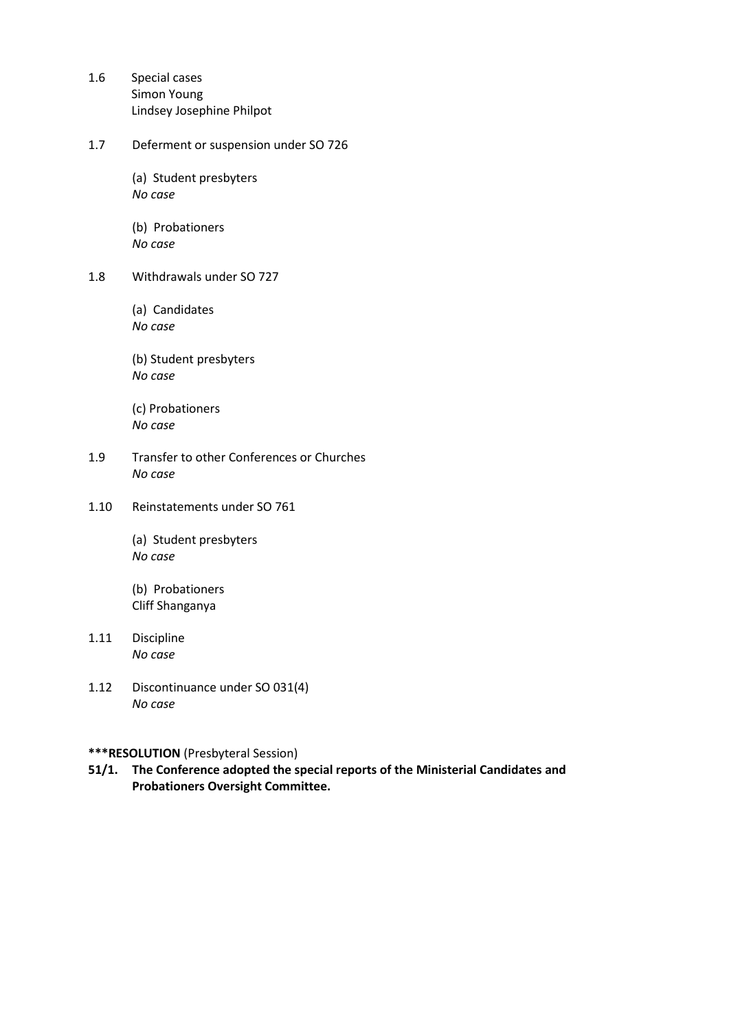1.6 Special cases
Simon Young
Lindsey Josephine Philpot

1.7 Deferment or suspension under SO 726

(a) Student presbyters
*No case*

(b) Probationers
*No case*

1.8 Withdrawals under SO 727

(a) Candidates
*No case*

(b) Student presbyters
*No case*

(c) Probationers
*No case*

1.9 Transfer to other Conferences or Churches
*No case*

1.10 Reinstatements under SO 761

(a) Student presbyters
*No case*

(b) Probationers
Cliff Shanganya

1.11 Discipline
*No case*

1.12 Discontinuance under SO 031(4)
*No case*

***RESOLUTION** (Presbyteral Session)

**51/1. The Conference adopted the special reports of the Ministerial Candidates and Probationers Oversight Committee.**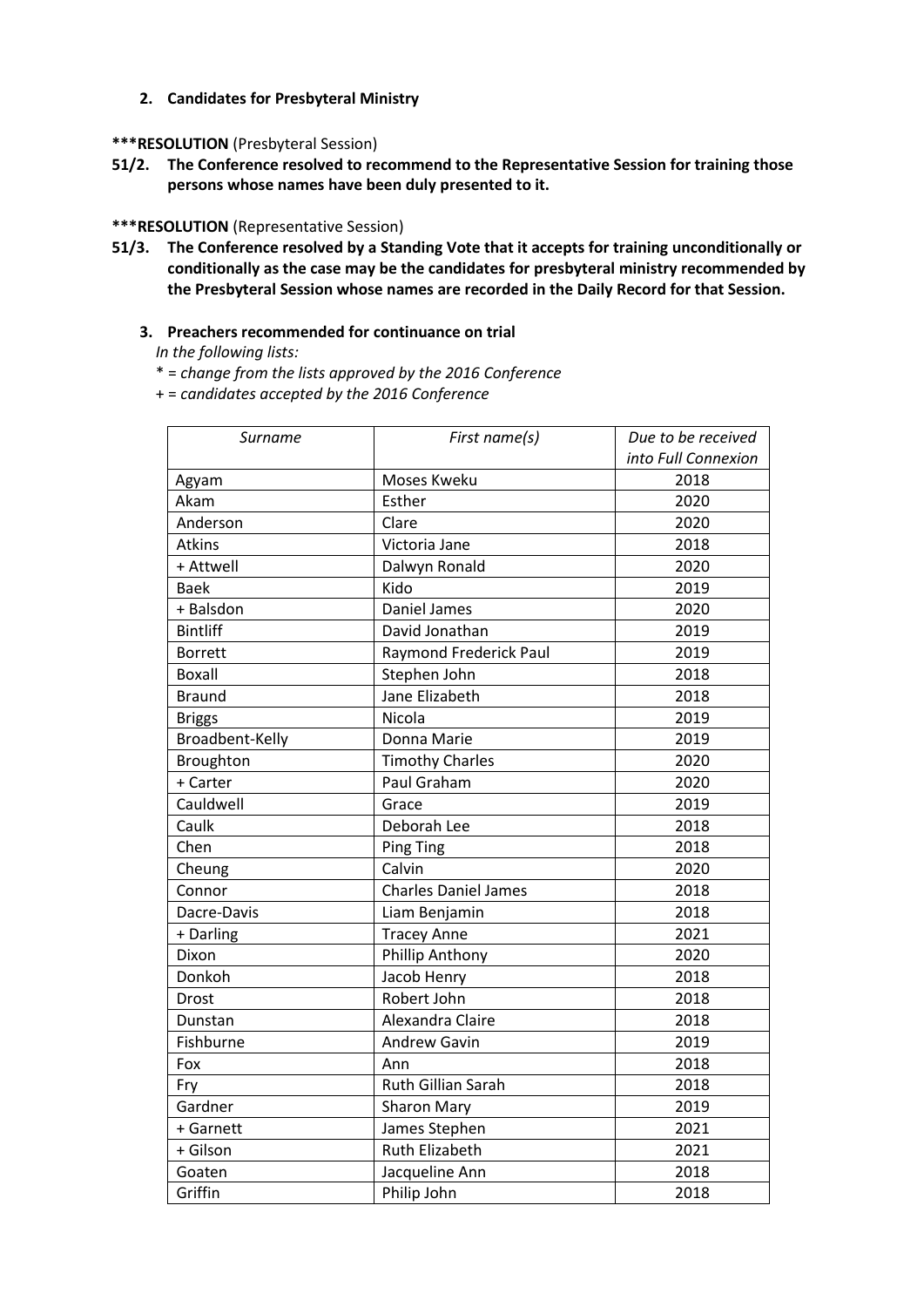2. **Candidates for Presbyteral Ministry**

**\*\*\*RESOLUTION** (Presbyteral Session)

**51/2. The Conference resolved to recommend to the Representative Session for training those persons whose names have been duly presented to it.**

**\*\*\*RESOLUTION** (Representative Session)

**51/3. The Conference resolved by a Standing Vote that it accepts for training unconditionally or conditionally as the case may be the candidates for presbyteral ministry recommended by the Presbyteral Session whose names are recorded in the Daily Record for that Session.**

3. **Preachers recommended for continuance on trial**

*In the following lists:*

*\* = change from the lists approved by the 2016 Conference*

*+ = candidates accepted by the 2016 Conference*

| *Surname* | *First name(s)* | *Due to be received into Full Connexion* |
|---|---|---|
| Agyam | Moses Kweku | 2018 |
| Akam | Esther | 2020 |
| Anderson | Clare | 2020 |
| Atkins | Victoria Jane | 2018 |
| + Attwell | Dalwyn Ronald | 2020 |
| Baek | Kido | 2019 |
| + Balsdon | Daniel James | 2020 |
| Bintliff | David Jonathan | 2019 |
| Borrett | Raymond Frederick Paul | 2019 |
| Boxall | Stephen John | 2018 |
| Braund | Jane Elizabeth | 2018 |
| Briggs | Nicola | 2019 |
| Broadbent-Kelly | Donna Marie | 2019 |
| Broughton | Timothy Charles | 2020 |
| + Carter | Paul Graham | 2020 |
| Cauldwell | Grace | 2019 |
| Caulk | Deborah Lee | 2018 |
| Chen | Ping Ting | 2018 |
| Cheung | Calvin | 2020 |
| Connor | Charles Daniel James | 2018 |
| Dacre-Davis | Liam Benjamin | 2018 |
| + Darling | Tracey Anne | 2021 |
| Dixon | Phillip Anthony | 2020 |
| Donkoh | Jacob Henry | 2018 |
| Drost | Robert John | 2018 |
| Dunstan | Alexandra Claire | 2018 |
| Fishburne | Andrew Gavin | 2019 |
| Fox | Ann | 2018 |
| Fry | Ruth Gillian Sarah | 2018 |
| Gardner | Sharon Mary | 2019 |
| + Garnett | James Stephen | 2021 |
| + Gilson | Ruth Elizabeth | 2021 |
| Goaten | Jacqueline Ann | 2018 |
| Griffin | Philip John | 2018 |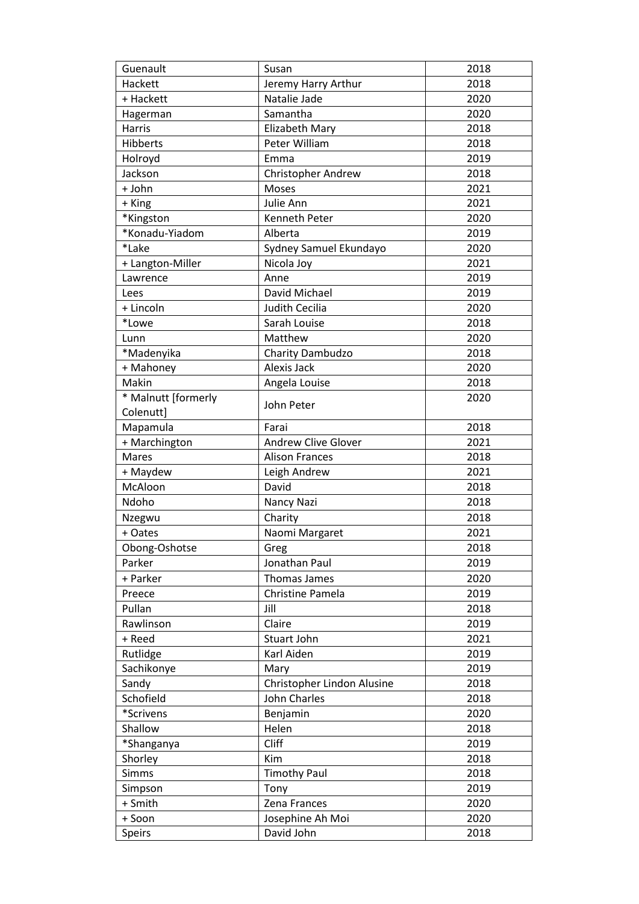| Guenault | Susan | 2018 |
|---|---|---|
| Hackett | Jeremy Harry Arthur | 2018 |
| + Hackett | Natalie Jade | 2020 |
| Hagerman | Samantha | 2020 |
| Harris | Elizabeth Mary | 2018 |
| Hibberts | Peter William | 2018 |
| Holroyd | Emma | 2019 |
| Jackson | Christopher Andrew | 2018 |
| + John | Moses | 2021 |
| + King | Julie Ann | 2021 |
| *Kingston | Kenneth Peter | 2020 |
| *Konadu-Yiadom | Alberta | 2019 |
| *Lake | Sydney Samuel Ekundayo | 2020 |
| + Langton-Miller | Nicola Joy | 2021 |
| Lawrence | Anne | 2019 |
| Lees | David Michael | 2019 |
| + Lincoln | Judith Cecilia | 2020 |
| *Lowe | Sarah Louise | 2018 |
| Lunn | Matthew | 2020 |
| *Madenyika | Charity Dambudzo | 2018 |
| + Mahoney | Alexis Jack | 2020 |
| Makin | Angela Louise | 2018 |
| * Malnutt [formerly Colenutt] | John Peter | 2020 |
| Mapamula | Farai | 2018 |
| + Marchington | Andrew Clive Glover | 2021 |
| Mares | Alison Frances | 2018 |
| + Maydew | Leigh Andrew | 2021 |
| McAloon | David | 2018 |
| Ndoho | Nancy Nazi | 2018 |
| Nzegwu | Charity | 2018 |
| + Oates | Naomi Margaret | 2021 |
| Obong-Oshotse | Greg | 2018 |
| Parker | Jonathan Paul | 2019 |
| + Parker | Thomas James | 2020 |
| Preece | Christine Pamela | 2019 |
| Pullan | Jill | 2018 |
| Rawlinson | Claire | 2019 |
| + Reed | Stuart John | 2021 |
| Rutlidge | Karl Aiden | 2019 |
| Sachikonye | Mary | 2019 |
| Sandy | Christopher Lindon Alusine | 2018 |
| Schofield | John Charles | 2018 |
| *Scrivens | Benjamin | 2020 |
| Shallow | Helen | 2018 |
| *Shanganya | Cliff | 2019 |
| Shorley | Kim | 2018 |
| Simms | Timothy Paul | 2018 |
| Simpson | Tony | 2019 |
| + Smith | Zena Frances | 2020 |
| + Soon | Josephine Ah Moi | 2020 |
| Speirs | David John | 2018 |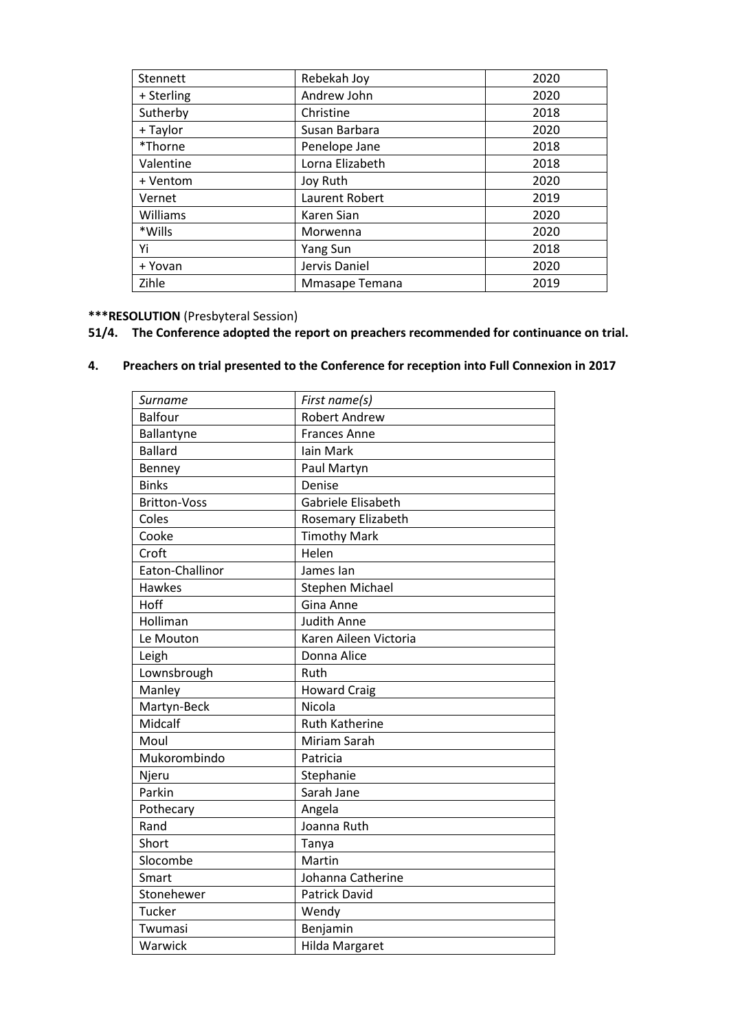| Stennett | Rebekah Joy | 2020 |
|---|---|---|
| + Sterling | Andrew John | 2020 |
| Sutherby | Christine | 2018 |
| + Taylor | Susan Barbara | 2020 |
| *Thorne | Penelope Jane | 2018 |
| Valentine | Lorna Elizabeth | 2018 |
| + Ventom | Joy Ruth | 2020 |
| Vernet | Laurent Robert | 2019 |
| Williams | Karen Sian | 2020 |
| *Wills | Morwenna | 2020 |
| Yi | Yang Sun | 2018 |
| + Yovan | Jervis Daniel | 2020 |
| Zihle | Mmasape Temana | 2019 |

*****RESOLUTION** (Presbyteral Session)

**51/4. The Conference adopted the report on preachers recommended for continuance on trial.**

## 4. Preachers on trial presented to the Conference for reception into Full Connexion in 2017

| *Surname* | *First name(s)* |
|---|---|
| Balfour | Robert Andrew |
| Ballantyne | Frances Anne |
| Ballard | Iain Mark |
| Benney | Paul Martyn |
| Binks | Denise |
| Britton-Voss | Gabriele Elisabeth |
| Coles | Rosemary Elizabeth |
| Cooke | Timothy Mark |
| Croft | Helen |
| Eaton-Challinor | James Ian |
| Hawkes | Stephen Michael |
| Hoff | Gina Anne |
| Holliman | Judith Anne |
| Le Mouton | Karen Aileen Victoria |
| Leigh | Donna Alice |
| Lownsbrough | Ruth |
| Manley | Howard Craig |
| Martyn-Beck | Nicola |
| Midcalf | Ruth Katherine |
| Moul | Miriam Sarah |
| Mukorombindo | Patricia |
| Njeru | Stephanie |
| Parkin | Sarah Jane |
| Pothecary | Angela |
| Rand | Joanna Ruth |
| Short | Tanya |
| Slocombe | Martin |
| Smart | Johanna Catherine |
| Stonehewer | Patrick David |
| Tucker | Wendy |
| Twumasi | Benjamin |
| Warwick | Hilda Margaret |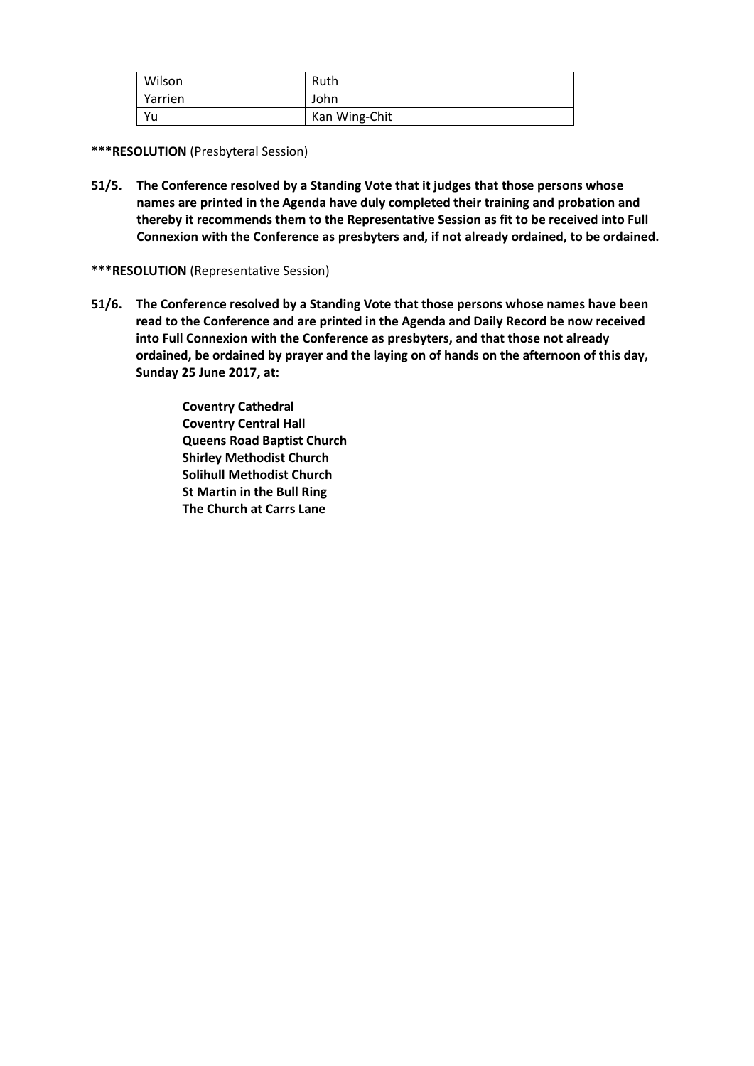| | |
|---|---|
| Wilson | Ruth |
| Yarrien | John |
| Yu | Kan Wing-Chit |

***RESOLUTION** (Presbyteral Session)

**51/5. The Conference resolved by a Standing Vote that it judges that those persons whose names are printed in the Agenda have duly completed their training and probation and thereby it recommends them to the Representative Session as fit to be received into Full Connexion with the Conference as presbyters and, if not already ordained, to be ordained.**

***RESOLUTION** (Representative Session)

**51/6. The Conference resolved by a Standing Vote that those persons whose names have been read to the Conference and are printed in the Agenda and Daily Record be now received into Full Connexion with the Conference as presbyters, and that those not already ordained, be ordained by prayer and the laying on of hands on the afternoon of this day, Sunday 25 June 2017, at:**

**Coventry Cathedral**
**Coventry Central Hall**
**Queens Road Baptist Church**
**Shirley Methodist Church**
**Solihull Methodist Church**
**St Martin in the Bull Ring**
**The Church at Carrs Lane**